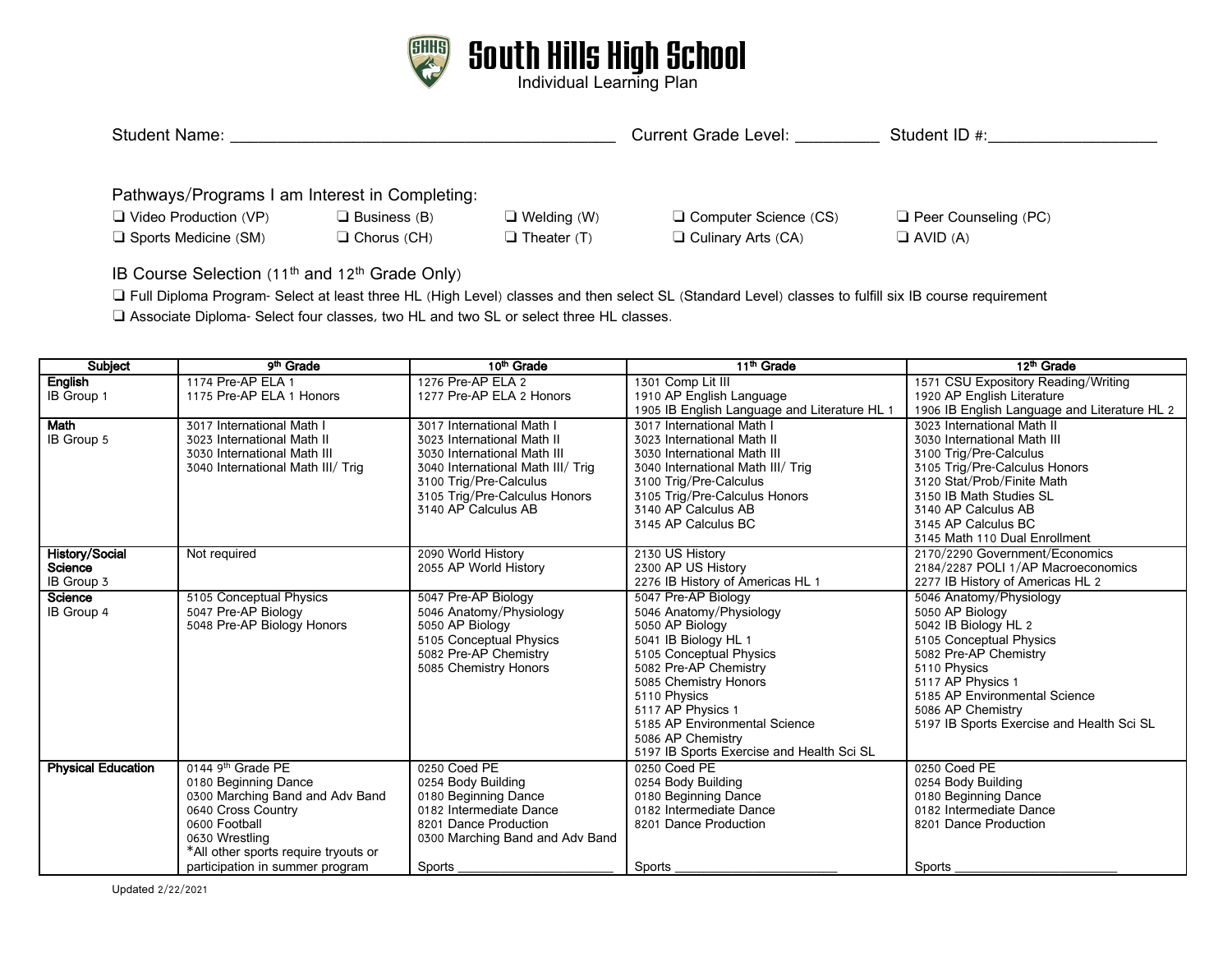# South Hills High School

Individual Learning Plan

Student Name: ________________________________________ Current Grade Level: _________ Student ID #:__________________

Pathways/Programs I am Interest in Completing:

❑ Video Production (VP) ❑ Business (B) ❑ Welding (W) ❑ Computer Science (CS) ❑ Peer Counseling (PC)

❑ Sports Medicine (SM) ❑ Chorus (CH) ❑ Theater (T) ❑ Culinary Arts (CA) ❑ AVID (A)

IB Course Selection (11th and 12th Grade Only)

❑ Full Diploma Program- Select at least three HL (High Level) classes and then select SL (Standard Level) classes to fulfill six IB course requirement

❑ Associate Diploma- Select four classes, two HL and two SL or select three HL classes.

| Subject | 9th Grade | 10th Grade | 11th Grade | 12th Grade |
|---|---|---|---|---|
| **English**<br>IB Group 1 | 1174 Pre-AP ELA 1<br>1175 Pre-AP ELA 1 Honors | 1276 Pre-AP ELA 2<br>1277 Pre-AP ELA 2 Honors | 1301 Comp Lit III<br>1910 AP English Language<br>1905 IB English Language and Literature HL 1 | 1571 CSU Expository Reading/Writing<br>1920 AP English Literature<br>1906 IB English Language and Literature HL 2 |
| **Math**<br>IB Group 5 | 3017 International Math I<br>3023 International Math II<br>3030 International Math III<br>3040 International Math III/ Trig | 3017 International Math I<br>3023 International Math II<br>3030 International Math III<br>3040 International Math III/ Trig<br>3100 Trig/Pre-Calculus<br>3105 Trig/Pre-Calculus Honors<br>3140 AP Calculus AB | 3017 International Math I<br>3023 International Math II<br>3030 International Math III<br>3040 International Math III/ Trig<br>3100 Trig/Pre-Calculus<br>3105 Trig/Pre-Calculus Honors<br>3140 AP Calculus AB<br>3145 AP Calculus BC | 3023 International Math II<br>3030 International Math III<br>3100 Trig/Pre-Calculus<br>3105 Trig/Pre-Calculus Honors<br>3120 Stat/Prob/Finite Math<br>3150 IB Math Studies SL<br>3140 AP Calculus AB<br>3145 AP Calculus BC<br>3145 Math 110 Dual Enrollment |
| **History/Social Science**<br>IB Group 3 | Not required | 2090 World History<br>2055 AP World History | 2130 US History<br>2300 AP US History<br>2276 IB History of Americas HL 1 | 2170/2290 Government/Economics<br>2184/2287 POLI 1/AP Macroeconomics<br>2277 IB History of Americas HL 2 |
| **Science**<br>IB Group 4 | 5105 Conceptual Physics<br>5047 Pre-AP Biology<br>5048 Pre-AP Biology Honors | 5047 Pre-AP Biology<br>5046 Anatomy/Physiology<br>5050 AP Biology<br>5105 Conceptual Physics<br>5082 Pre-AP Chemistry<br>5085 Chemistry Honors | 5047 Pre-AP Biology<br>5046 Anatomy/Physiology<br>5050 AP Biology<br>5041 IB Biology HL 1<br>5105 Conceptual Physics<br>5082 Pre-AP Chemistry<br>5085 Chemistry Honors<br>5110 Physics<br>5117 AP Physics 1<br>5185 AP Environmental Science<br>5086 AP Chemistry<br>5197 IB Sports Exercise and Health Sci SL | 5046 Anatomy/Physiology<br>5050 AP Biology<br>5042 IB Biology HL 2<br>5105 Conceptual Physics<br>5082 Pre-AP Chemistry<br>5110 Physics<br>5117 AP Physics 1<br>5185 AP Environmental Science<br>5086 AP Chemistry<br>5197 IB Sports Exercise and Health Sci SL |
| **Physical Education** | 0144 9th Grade PE<br>0180 Beginning Dance<br>0300 Marching Band and Adv Band<br>0640 Cross Country<br>0600 Football<br>0630 Wrestling<br>*All other sports require tryouts or participation in summer program | 0250 Coed PE<br>0254 Body Building<br>0180 Beginning Dance<br>0182 Intermediate Dance<br>8201 Dance Production<br>0300 Marching Band and Adv Band<br><br>Sports ______________________ | 0250 Coed PE<br>0254 Body Building<br>0180 Beginning Dance<br>0182 Intermediate Dance<br>8201 Dance Production<br><br>Sports ______________________ | 0250 Coed PE<br>0254 Body Building<br>0180 Beginning Dance<br>0182 Intermediate Dance<br>8201 Dance Production<br><br>Sports ______________________ |

Updated 2/22/2021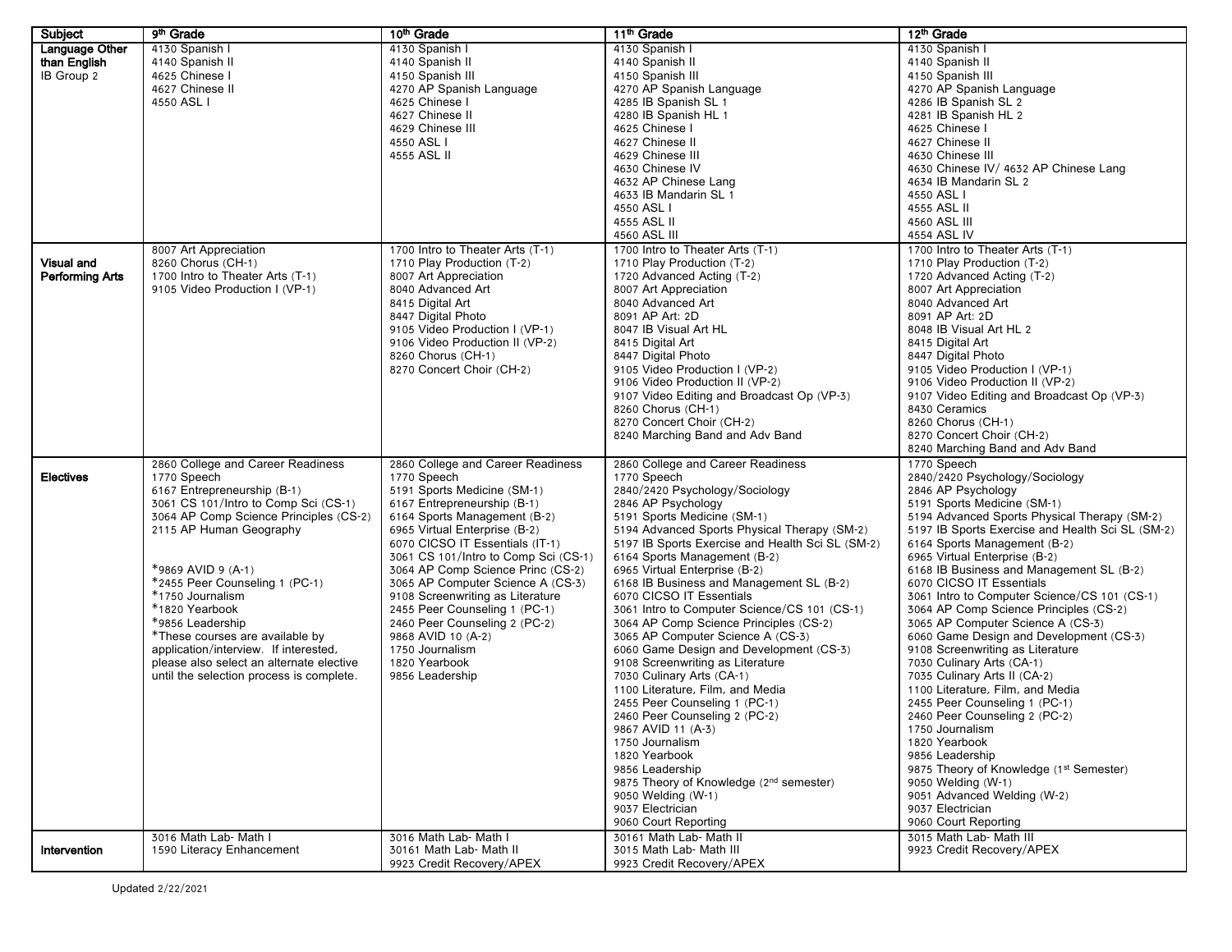| Subject | 9th Grade | 10th Grade | 11th Grade | 12th Grade |
|---|---|---|---|---|
| **Language Other than English** IB Group 2 | 4130 Spanish I<br>4140 Spanish II<br>4625 Chinese I<br>4627 Chinese II<br>4550 ASL I | 4130 Spanish I<br>4140 Spanish II<br>4150 Spanish III<br>4270 AP Spanish Language<br>4625 Chinese I<br>4627 Chinese II<br>4629 Chinese III<br>4550 ASL I<br>4555 ASL II | 4130 Spanish I<br>4140 Spanish II<br>4150 Spanish III<br>4270 AP Spanish Language<br>4285 IB Spanish SL 1<br>4280 IB Spanish HL 1<br>4625 Chinese I<br>4627 Chinese II<br>4629 Chinese III<br>4630 Chinese IV<br>4632 AP Chinese Lang<br>4633 IB Mandarin SL 1<br>4550 ASL I<br>4555 ASL II<br>4560 ASL III | 4130 Spanish I<br>4140 Spanish II<br>4150 Spanish III<br>4270 AP Spanish Language<br>4286 IB Spanish SL 2<br>4281 IB Spanish HL 2<br>4625 Chinese I<br>4627 Chinese II<br>4630 Chinese III<br>4630 Chinese IV/ 4632 AP Chinese Lang<br>4634 IB Mandarin SL 2<br>4550 ASL I<br>4555 ASL II<br>4560 ASL III<br>4554 ASL IV |
| **Visual and Performing Arts** | 8007 Art Appreciation<br>8260 Chorus (CH-1)<br>1700 Intro to Theater Arts (T-1)<br>9105 Video Production I (VP-1) | 1700 Intro to Theater Arts (T-1)<br>1710 Play Production (T-2)<br>8007 Art Appreciation<br>8040 Advanced Art<br>8415 Digital Art<br>8447 Digital Photo<br>9105 Video Production I (VP-1)<br>9106 Video Production II (VP-2)<br>8260 Chorus (CH-1)<br>8270 Concert Choir (CH-2) | 1700 Intro to Theater Arts (T-1)<br>1710 Play Production (T-2)<br>1720 Advanced Acting (T-2)<br>8007 Art Appreciation<br>8040 Advanced Art<br>8091 AP Art: 2D<br>8047 IB Visual Art HL<br>8415 Digital Art<br>8447 Digital Photo<br>9105 Video Production I (VP-2)<br>9106 Video Production II (VP-2)<br>9107 Video Editing and Broadcast Op (VP-3)<br>8260 Chorus (CH-1)<br>8270 Concert Choir (CH-2)<br>8240 Marching Band and Adv Band | 1700 Intro to Theater Arts (T-1)<br>1710 Play Production (T-2)<br>1720 Advanced Acting (T-2)<br>8007 Art Appreciation<br>8040 Advanced Art<br>8091 AP Art: 2D<br>8048 IB Visual Art HL 2<br>8415 Digital Art<br>8447 Digital Photo<br>9105 Video Production I (VP-1)<br>9106 Video Production II (VP-2)<br>9107 Video Editing and Broadcast Op (VP-3)<br>8430 Ceramics<br>8260 Chorus (CH-1)<br>8270 Concert Choir (CH-2)<br>8240 Marching Band and Adv Band |
| **Electives** | 2860 College and Career Readiness<br>1770 Speech<br>6167 Entrepreneurship (B-1)<br>3061 CS 101/Intro to Comp Sci (CS-1)<br>3064 AP Comp Science Principles (CS-2)<br>2115 AP Human Geography<br><br>*9869 AVID 9 (A-1)<br>*2455 Peer Counseling 1 (PC-1)<br>*1750 Journalism<br>*1820 Yearbook<br>*9856 Leadership<br>*These courses are available by application/interview. If interested, please also select an alternate elective until the selection process is complete. | 2860 College and Career Readiness<br>1770 Speech<br>5191 Sports Medicine (SM-1)<br>6167 Entrepreneurship (B-1)<br>6164 Sports Management (B-2)<br>6965 Virtual Enterprise (B-2)<br>6070 CICSO IT Essentials (IT-1)<br>3061 CS 101/Intro to Comp Sci (CS-1)<br>3064 AP Comp Science Princ (CS-2)<br>3065 AP Computer Science A (CS-3)<br>9108 Screenwriting as Literature<br>2455 Peer Counseling 1 (PC-1)<br>2460 Peer Counseling 2 (PC-2)<br>9868 AVID 10 (A-2)<br>1750 Journalism<br>1820 Yearbook<br>9856 Leadership | 2860 College and Career Readiness<br>1770 Speech<br>2840/2420 Psychology/Sociology<br>2846 AP Psychology<br>5191 Sports Medicine (SM-1)<br>5194 Advanced Sports Physical Therapy (SM-2)<br>5197 IB Sports Exercise and Health Sci SL (SM-2)<br>6164 Sports Management (B-2)<br>6965 Virtual Enterprise (B-2)<br>6168 IB Business and Management SL (B-2)<br>6070 CICSO IT Essentials<br>3061 Intro to Computer Science/CS 101 (CS-1)<br>3064 AP Comp Science Principles (CS-2)<br>3065 AP Computer Science A (CS-3)<br>6060 Game Design and Development (CS-3)<br>9108 Screenwriting as Literature<br>7030 Culinary Arts (CA-1)<br>1100 Literature, Film, and Media<br>2455 Peer Counseling 1 (PC-1)<br>2460 Peer Counseling 2 (PC-2)<br>9867 AVID 11 (A-3)<br>1750 Journalism<br>1820 Yearbook<br>9856 Leadership<br>9875 Theory of Knowledge (2nd semester)<br>9050 Welding (W-1)<br>9037 Electrician<br>9060 Court Reporting | 1770 Speech<br>2840/2420 Psychology/Sociology<br>2846 AP Psychology<br>5191 Sports Medicine (SM-1)<br>5194 Advanced Sports Physical Therapy (SM-2)<br>5197 IB Sports Exercise and Health Sci SL (SM-2)<br>6164 Sports Management (B-2)<br>6965 Virtual Enterprise (B-2)<br>6168 IB Business and Management SL (B-2)<br>6070 CICSO IT Essentials<br>3061 Intro to Computer Science/CS 101 (CS-1)<br>3064 AP Comp Science Principles (CS-2)<br>3065 AP Computer Science A (CS-3)<br>6060 Game Design and Development (CS-3)<br>9108 Screenwriting as Literature<br>7030 Culinary Arts (CA-1)<br>7035 Culinary Arts II (CA-2)<br>1100 Literature, Film, and Media<br>2455 Peer Counseling 1 (PC-1)<br>2460 Peer Counseling 2 (PC-2)<br>1750 Journalism<br>1820 Yearbook<br>9856 Leadership<br>9875 Theory of Knowledge (1st Semester)<br>9050 Welding (W-1)<br>9051 Advanced Welding (W-2)<br>9037 Electrician<br>9060 Court Reporting |
| **Intervention** | 3016 Math Lab- Math I<br>1590 Literacy Enhancement | 3016 Math Lab- Math I<br>30161 Math Lab- Math II<br>9923 Credit Recovery/APEX | 30161 Math Lab- Math II<br>3015 Math Lab- Math III<br>9923 Credit Recovery/APEX | 3015 Math Lab- Math III<br>9923 Credit Recovery/APEX |

Updated 2/22/2021